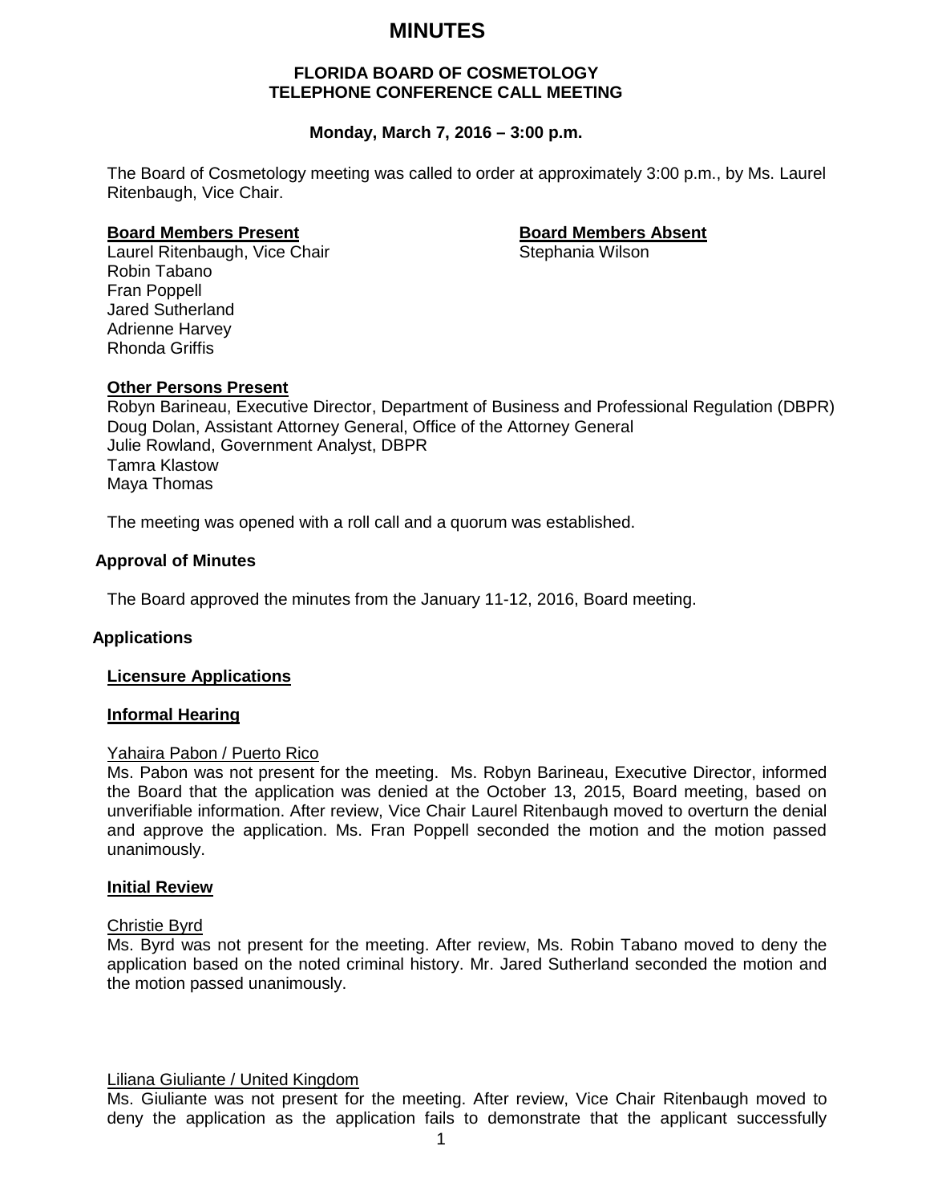# MINUTES

**FLORIDA BOARD OF COSMETOLOGY**
**TELEPHONE CONFERENCE CALL MEETING**

**Monday, March 7, 2016 – 3:00 p.m.**

The Board of Cosmetology meeting was called to order at approximately 3:00 p.m., by Ms. Laurel Ritenbaugh, Vice Chair.

**Board Members Present**

Laurel Ritenbaugh, Vice Chair
Robin Tabano
Fran Poppell
Jared Sutherland
Adrienne Harvey
Rhonda Griffis

**Board Members Absent**

Stephania Wilson

**Other Persons Present**

Robyn Barineau, Executive Director, Department of Business and Professional Regulation (DBPR)
Doug Dolan, Assistant Attorney General, Office of the Attorney General
Julie Rowland, Government Analyst, DBPR
Tamra Klastow
Maya Thomas

The meeting was opened with a roll call and a quorum was established.

**Approval of Minutes**

The Board approved the minutes from the January 11-12, 2016, Board meeting.

**Applications**

**Licensure Applications**

**Informal Hearing**

Yahaira Pabon / Puerto Rico
Ms. Pabon was not present for the meeting. Ms. Robyn Barineau, Executive Director, informed the Board that the application was denied at the October 13, 2015, Board meeting, based on unverifiable information. After review, Vice Chair Laurel Ritenbaugh moved to overturn the denial and approve the application. Ms. Fran Poppell seconded the motion and the motion passed unanimously.

**Initial Review**

Christie Byrd
Ms. Byrd was not present for the meeting. After review, Ms. Robin Tabano moved to deny the application based on the noted criminal history. Mr. Jared Sutherland seconded the motion and the motion passed unanimously.

Liliana Giuliante / United Kingdom
Ms. Giuliante was not present for the meeting. After review, Vice Chair Ritenbaugh moved to deny the application as the application fails to demonstrate that the applicant successfully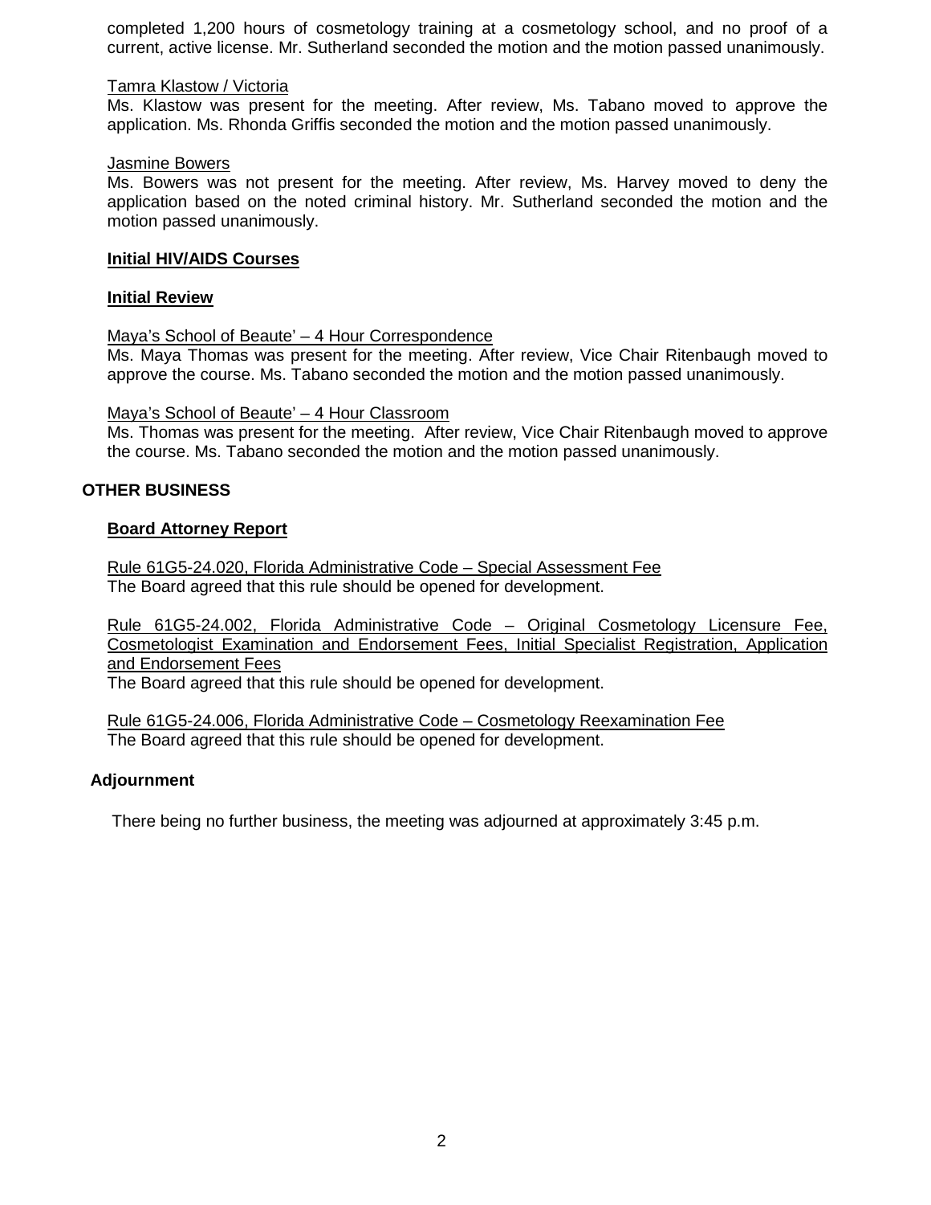completed 1,200 hours of cosmetology training at a cosmetology school, and no proof of a current, active license. Mr. Sutherland seconded the motion and the motion passed unanimously.

Tamra Klastow / Victoria

Ms. Klastow was present for the meeting. After review, Ms. Tabano moved to approve the application. Ms. Rhonda Griffis seconded the motion and the motion passed unanimously.

Jasmine Bowers

Ms. Bowers was not present for the meeting. After review, Ms. Harvey moved to deny the application based on the noted criminal history. Mr. Sutherland seconded the motion and the motion passed unanimously.

**Initial HIV/AIDS Courses**

**Initial Review**

Maya's School of Beaute' – 4 Hour Correspondence

Ms. Maya Thomas was present for the meeting. After review, Vice Chair Ritenbaugh moved to approve the course. Ms. Tabano seconded the motion and the motion passed unanimously.

Maya's School of Beaute' – 4 Hour Classroom

Ms. Thomas was present for the meeting. After review, Vice Chair Ritenbaugh moved to approve the course. Ms. Tabano seconded the motion and the motion passed unanimously.

## OTHER BUSINESS

**Board Attorney Report**

Rule 61G5-24.020, Florida Administrative Code – Special Assessment Fee

The Board agreed that this rule should be opened for development.

Rule 61G5-24.002, Florida Administrative Code – Original Cosmetology Licensure Fee, Cosmetologist Examination and Endorsement Fees, Initial Specialist Registration, Application and Endorsement Fees

The Board agreed that this rule should be opened for development.

Rule 61G5-24.006, Florida Administrative Code – Cosmetology Reexamination Fee

The Board agreed that this rule should be opened for development.

## Adjournment

There being no further business, the meeting was adjourned at approximately 3:45 p.m.